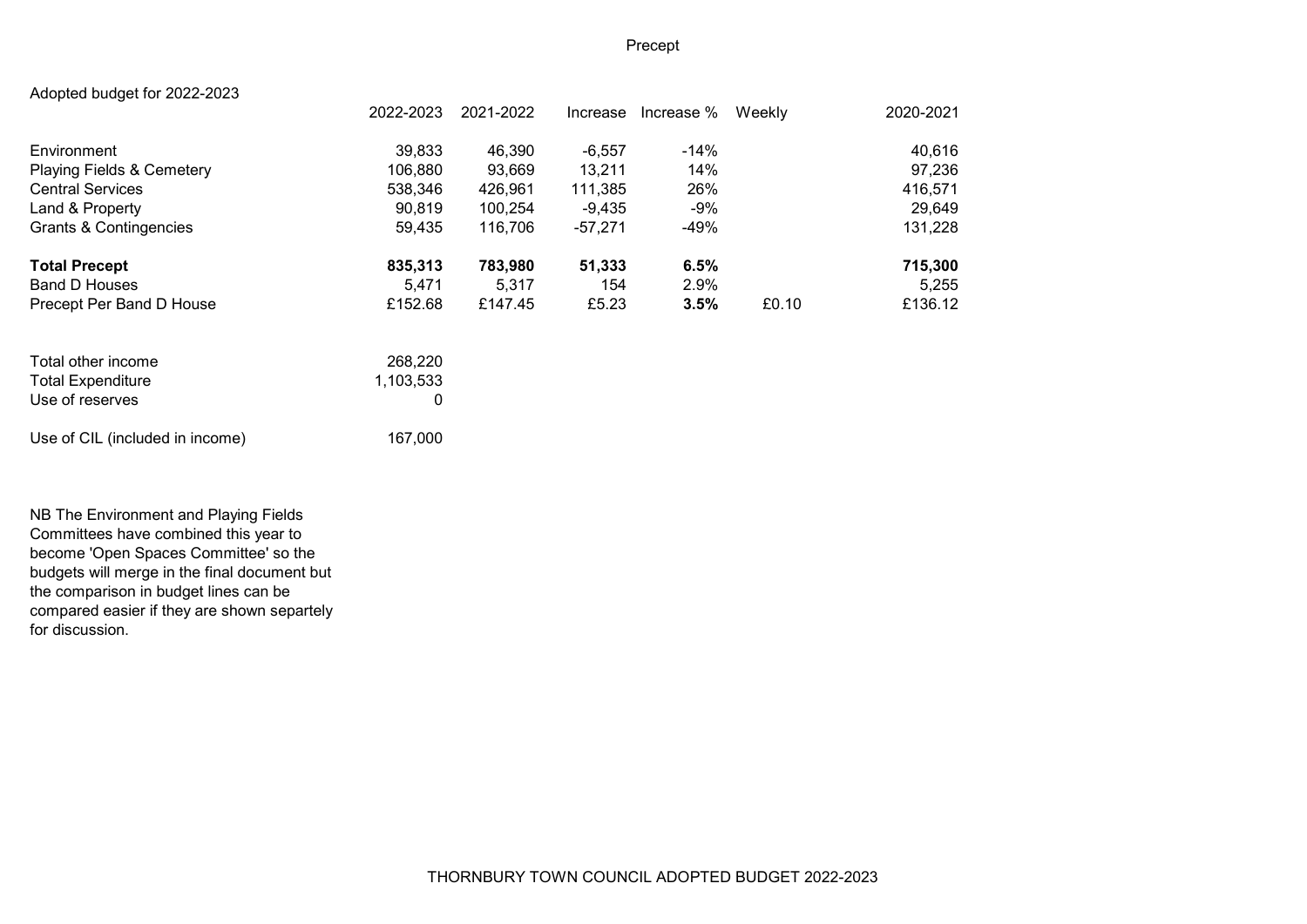# Precept

Adopted budget for 2022-2023

| | 2022-2023 | 2021-2022 | Increase | Increase % | Weekly | 2020-2021 |
|---|---|---|---|---|---|---|
| Environment | 39,833 | 46,390 | -6,557 | -14% | | 40,616 |
| Playing Fields & Cemetery | 106,880 | 93,669 | 13,211 | 14% | | 97,236 |
| Central Services | 538,346 | 426,961 | 111,385 | 26% | | 416,571 |
| Land & Property | 90,819 | 100,254 | -9,435 | -9% | | 29,649 |
| Grants & Contingencies | 59,435 | 116,706 | -57,271 | -49% | | 131,228 |
| **Total Precept** | **835,313** | **783,980** | **51,333** | **6.5%** | | **715,300** |
| Band D Houses | 5,471 | 5,317 | 154 | 2.9% | | 5,255 |
| Precept Per Band D House | £152.68 | £147.45 | £5.23 | **3.5%** | £0.10 | £136.12 |

| | |
|---|---|
| Total other income | 268,220 |
| Total Expenditure | 1,103,533 |
| Use of reserves | 0 |
| Use of CIL (included in income) | 167,000 |

NB The Environment and Playing Fields Committees have combined this year to become 'Open Spaces Committee' so the budgets will merge in the final document but the comparison in budget lines can be compared easier if they are shown separtely for discussion.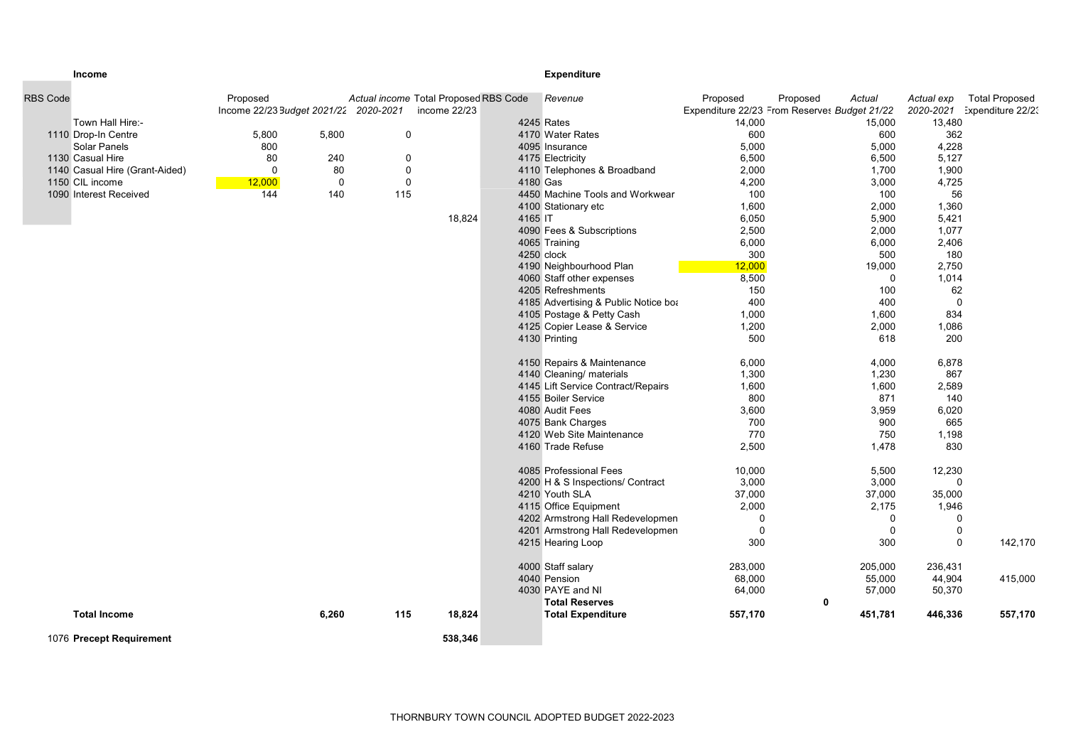**Income**

| RBS Code | | Proposed Income 22/23 | Budget 2021/22 | *Actual income 2020-2021* | Total Proposed income 22/23 |
|---|---|---|---|---|---|
| | Town Hall Hire:- | | | | |
| 1110 | Drop-In Centre | 5,800 | 5,800 | 0 | |
| | Solar Panels | 800 | | | |
| 1130 | Casual Hire | 80 | 240 | 0 | |
| 1140 | Casual Hire (Grant-Aided) | 0 | 80 | 0 | |
| 1150 | CIL income | 12,000 | 0 | 0 | |
| 1090 | Interest Received | 144 | 140 | 115 | |
| | | | | | 18,824 |
| | **Total Income** | | **6,260** | **115** | **18,824** |
| 1076 | **Precept Requirement** | | | | **538,346** |

**Expenditure**

| RBS Code | *Revenue* | Proposed Expenditure 22/23 | Proposed From Reserves | *Actual Budget 21/22* | *Actual exp 2020-2021* | Total Proposed Expenditure 22/23 |
|---|---|---|---|---|---|---|
| 4245 | Rates | 14,000 | | 15,000 | 13,480 | |
| 4170 | Water Rates | 600 | | 600 | 362 | |
| 4095 | Insurance | 5,000 | | 5,000 | 4,228 | |
| 4175 | Electricity | 6,500 | | 6,500 | 5,127 | |
| 4110 | Telephones & Broadband | 2,000 | | 1,700 | 1,900 | |
| 4180 | Gas | 4,200 | | 3,000 | 4,725 | |
| 4450 | Machine Tools and Workwear | 100 | | 100 | 56 | |
| 4100 | Stationary etc | 1,600 | | 2,000 | 1,360 | |
| 4165 | IT | 6,050 | | 5,900 | 5,421 | |
| 4090 | Fees & Subscriptions | 2,500 | | 2,000 | 1,077 | |
| 4065 | Training | 6,000 | | 6,000 | 2,406 | |
| 4250 | clock | 300 | | 500 | 180 | |
| 4190 | Neighbourhood Plan | 12,000 | | 19,000 | 2,750 | |
| 4060 | Staff other expenses | 8,500 | | 0 | 1,014 | |
| 4205 | Refreshments | 150 | | 100 | 62 | |
| 4185 | Advertising & Public Notice boa | 400 | | 400 | 0 | |
| 4105 | Postage & Petty Cash | 1,000 | | 1,600 | 834 | |
| 4125 | Copier Lease & Service | 1,200 | | 2,000 | 1,086 | |
| 4130 | Printing | 500 | | 618 | 200 | |
| 4150 | Repairs & Maintenance | 6,000 | | 4,000 | 6,878 | |
| 4140 | Cleaning/ materials | 1,300 | | 1,230 | 867 | |
| 4145 | Lift Service Contract/Repairs | 1,600 | | 1,600 | 2,589 | |
| 4155 | Boiler Service | 800 | | 871 | 140 | |
| 4080 | Audit Fees | 3,600 | | 3,959 | 6,020 | |
| 4075 | Bank Charges | 700 | | 900 | 665 | |
| 4120 | Web Site Maintenance | 770 | | 750 | 1,198 | |
| 4160 | Trade Refuse | 2,500 | | 1,478 | 830 | |
| 4085 | Professional Fees | 10,000 | | 5,500 | 12,230 | |
| 4200 | H & S Inspections/ Contract | 3,000 | | 3,000 | 0 | |
| 4210 | Youth SLA | 37,000 | | 37,000 | 35,000 | |
| 4115 | Office Equipment | 2,000 | | 2,175 | 1,946 | |
| 4202 | Armstrong Hall Redevelopmen | 0 | | 0 | 0 | |
| 4201 | Armstrong Hall Redevelopmen | 0 | | 0 | 0 | |
| 4215 | Hearing Loop | 300 | | 300 | 0 | 142,170 |
| 4000 | Staff salary | 283,000 | | 205,000 | 236,431 | |
| 4040 | Pension | 68,000 | | 55,000 | 44,904 | 415,000 |
| 4030 | PAYE and NI | 64,000 | | 57,000 | 50,370 | |
| | **Total Reserves** | | **0** | | | |
| | **Total Expenditure** | **557,170** | | **451,781** | **446,336** | **557,170** |

THORNBURY TOWN COUNCIL ADOPTED BUDGET 2022-2023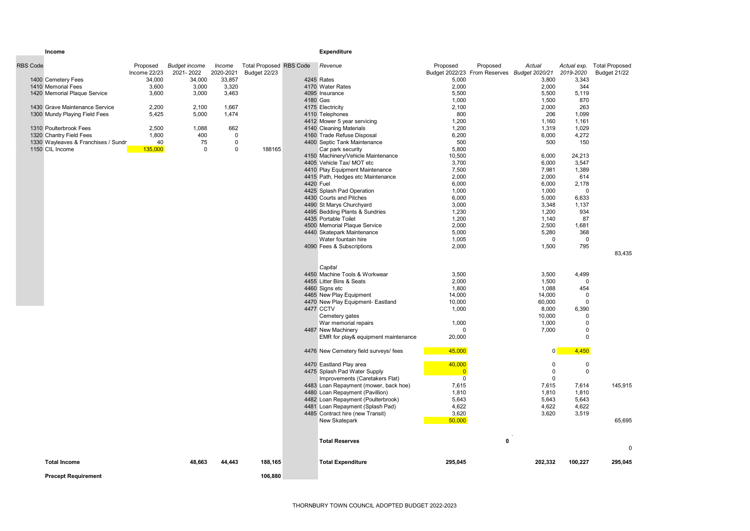## Income

| RBS Code | | Proposed Income 22/23 | *Budget income 2021- 2022* | *Income 2020-2021* | Total Proposed Budget 22/23 |
|---|---|---|---|---|---|
| 1400 | Cemetery Fees | 34,000 | 34,000 | 33,857 | |
| 1410 | Memorial Fees | 3,600 | 3,000 | 3,320 | |
| 1420 | Memorial Plaque Service | 3,600 | 3,000 | 3,463 | |
| 1430 | Grave Maintenance Service | 2,200 | 2,100 | 1,667 | |
| 1300 | Mundy Playing Field Fees | 5,425 | 5,000 | 1,474 | |
| 1310 | Poulterbrook Fees | 2,500 | 1,088 | 662 | |
| 1320 | Chantry Field Fees | 1,800 | 400 | 0 | |
| 1330 | Wayleaves & Franchises / Sundr | 40 | 75 | 0 | |
| 1150 | CIL Income | 135,000 | 0 | 0 | 188165 |
| | **Total Income** | | **48,663** | **44,443** | **188,165** |
| | **Precept Requirement** | | | | **106,880** |

## Expenditure

| RBS Code | *Revenue* | Proposed Budget 2022/23 | Proposed From Reserves | *Actual Budget 2020/21* | *Actual exp. 2019-2020* | Total Proposed Budget 21/22 |
|---|---|---|---|---|---|---|
| 4245 | Rates | 5,000 | | 3,800 | 3,343 | |
| 4170 | Water Rates | 2,000 | | 2,000 | 344 | |
| 4095 | Insurance | 5,500 | | 5,500 | 5,119 | |
| 4180 | Gas | 1,000 | | 1,500 | 870 | |
| 4175 | Electricity | 2,100 | | 2,000 | 263 | |
| 4110 | Telephones | 800 | | 206 | 1,099 | |
| 4412 | Mower 5 year servicing | 1,200 | | 1,160 | 1,161 | |
| 4140 | Cleaning Materials | 1,200 | | 1,319 | 1,029 | |
| 4160 | Trade Refuse Disposal | 6,200 | | 6,000 | 4,272 | |
| 4400 | Septic Tank Maintenance | 500 | | 500 | 150 | |
| | Car park security | 5,800 | | | | |
| 4150 | Machinery/Vehicle Maintenance | 10,500 | | 6,000 | 24,213 | |
| 4405 | Vehicle Tax/ MOT etc | 3,700 | | 6,000 | 3,547 | |
| 4410 | Play Equipment Maintenance | 7,500 | | 7,981 | 1,389 | |
| 4415 | Path, Hedges etc Maintenance | 2,000 | | 2,000 | 614 | |
| 4420 | Fuel | 6,000 | | 6,000 | 2,178 | |
| 4425 | Splash Pad Operation | 1,000 | | 1,000 | 0 | |
| 4430 | Courts and Pitches | 6,000 | | 5,000 | 6,633 | |
| 4490 | St Marys Churchyard | 3,000 | | 3,348 | 1,137 | |
| 4495 | Bedding Plants & Sundries | 1,230 | | 1,200 | 934 | |
| 4435 | Portable Toilet | 1,200 | | 1,140 | 87 | |
| 4500 | Memorial Plaque Service | 2,000 | | 2,500 | 1,681 | |
| 4440 | Skatepark Maintenance | 5,000 | | 5,280 | 368 | |
| | Water fountain hire | 1,005 | | 0 | 0 | |
| 4090 | Fees & Subscriptions | 2,000 | | 1,500 | 795 | |
| | | | | | | 83,435 |
| | *Capital* | | | | | |
| 4450 | Machine Tools & Workwear | 3,500 | | 3,500 | 4,499 | |
| 4455 | Litter Bins & Seats | 2,000 | | 1,500 | 0 | |
| 4460 | Signs etc | 1,800 | | 1,088 | 454 | |
| 4465 | New Play Equipment | 14,000 | | 14,000 | 0 | |
| 4470 | New Play Equipment- Eastland | 10,000 | | 60,000 | 0 | |
| 4477 | CCTV | 1,000 | | 8,000 | 6,390 | |
| | Cemetery gates | | | 10,000 | 0 | |
| | War memorial repairs | 1,000 | | 1,000 | 0 | |
| 4487 | New Machinery | 0 | | 7,000 | 0 | |
| | EMR for play& equipment maintenance | 20,000 | | | 0 | |
| 4476 | New Cemetery field surveys/ fees | 45,000 | | 0 | 4,450 | |
| 4470 | Eastland Play area | 40,000 | | 0 | 0 | |
| 4475 | Splash Pad Water Supply | 0 | | 0 | 0 | |
| | Improvements (Caretakers Flat) | 0 | | 0 | | |
| 4483 | Loan Repayment (mower, back hoe) | 7,615 | | 7,615 | 7,614 | 145,915 |
| 4480 | Loan Repayment (Pavillion) | 1,810 | | 1,810 | 1,810 | |
| 4482 | Loan Repayment (Poulterbrook) | 5,643 | | 5,643 | 5,643 | |
| 4481 | Loan Repayment (Splash Pad) | 4,622 | | 4,622 | 4,622 | |
| 4485 | Contract hire (new Transit) | 3,620 | | 3,620 | 3,519 | |
| | New Skatepark | 50,000 | | | | 65,695 |
| | **Total Reserves** | | **0** | | | 0 |
| | **Total Expenditure** | **295,045** | | **202,332** | **100,227** | **295,045** |

THORNBURY TOWN COUNCIL ADOPTED BUDGET 2022-2023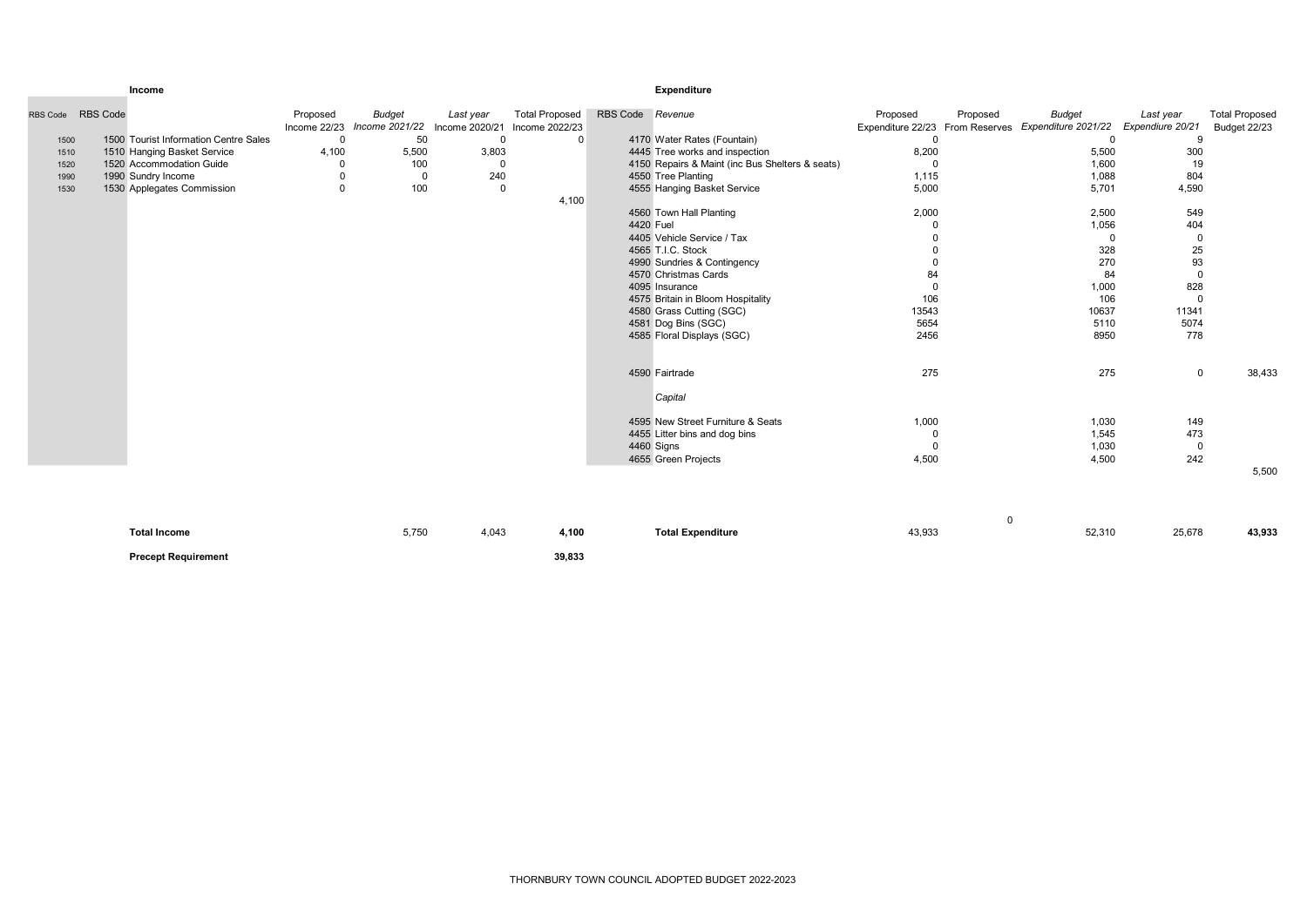**Income**

| RBS Code | RBS Code | | Proposed Income 22/23 | *Budget Income 2021/22* | *Last year* Income 2020/21 | Total Proposed Income 2022/23 |
|---|---|---|---|---|---|---|
| 1500 | 1500 | Tourist Information Centre Sales | 0 | 50 | 0 | 0 |
| 1510 | 1510 | Hanging Basket Service | 4,100 | 5,500 | 3,803 | |
| 1520 | 1520 | Accommodation Guide | 0 | 100 | 0 | |
| 1990 | 1990 | Sundry Income | 0 | 0 | 240 | |
| 1530 | 1530 | Applegates Commission | 0 | 100 | 0 | |
| | | | | | | 4,100 |
| | | **Total Income** | | 5,750 | 4,043 | **4,100** |
| | | **Precept Requirement** | | | | **39,833** |

**Expenditure**

| RBS Code | *Revenue* | Proposed Expenditure 22/23 | Proposed From Reserves | *Budget Expenditure 2021/22* | *Last year Expenditure 20/21* | Total Proposed Budget 22/23 |
|---|---|---|---|---|---|---|
| 4170 | Water Rates (Fountain) | 0 | | 0 | 9 | |
| 4445 | Tree works and inspection | 8,200 | | 5,500 | 300 | |
| 4150 | Repairs & Maint (inc Bus Shelters & seats) | 0 | | 1,600 | 19 | |
| 4550 | Tree Planting | 1,115 | | 1,088 | 804 | |
| 4555 | Hanging Basket Service | 5,000 | | 5,701 | 4,590 | |
| 4560 | Town Hall Planting | 2,000 | | 2,500 | 549 | |
| 4420 | Fuel | 0 | | 1,056 | 404 | |
| 4405 | Vehicle Service / Tax | 0 | | 0 | 0 | |
| 4565 | T.I.C. Stock | 0 | | 328 | 25 | |
| 4990 | Sundries & Contingency | 0 | | 270 | 93 | |
| 4570 | Christmas Cards | 84 | | 84 | 0 | |
| 4095 | Insurance | 0 | | 1,000 | 828 | |
| 4575 | Britain in Bloom Hospitality | 106 | | 106 | 0 | |
| 4580 | Grass Cutting (SGC) | 13543 | | 10637 | 11341 | |
| 4581 | Dog Bins (SGC) | 5654 | | 5110 | 5074 | |
| 4585 | Floral Displays (SGC) | 2456 | | 8950 | 778 | |
| 4590 | Fairtrade | 275 | | 275 | 0 | 38,433 |
| | *Capital* | | | | | |
| 4595 | New Street Furniture & Seats | 1,000 | | 1,030 | 149 | |
| 4455 | Litter bins and dog bins | 0 | | 1,545 | 473 | |
| 4460 | Signs | 0 | | 1,030 | 0 | |
| 4655 | Green Projects | 4,500 | | 4,500 | 242 | |
| | | | | | | 5,500 |
| | | | 0 | | | |
| | **Total Expenditure** | 43,933 | | 52,310 | 25,678 | **43,933** |

THORNBURY TOWN COUNCIL ADOPTED BUDGET 2022-2023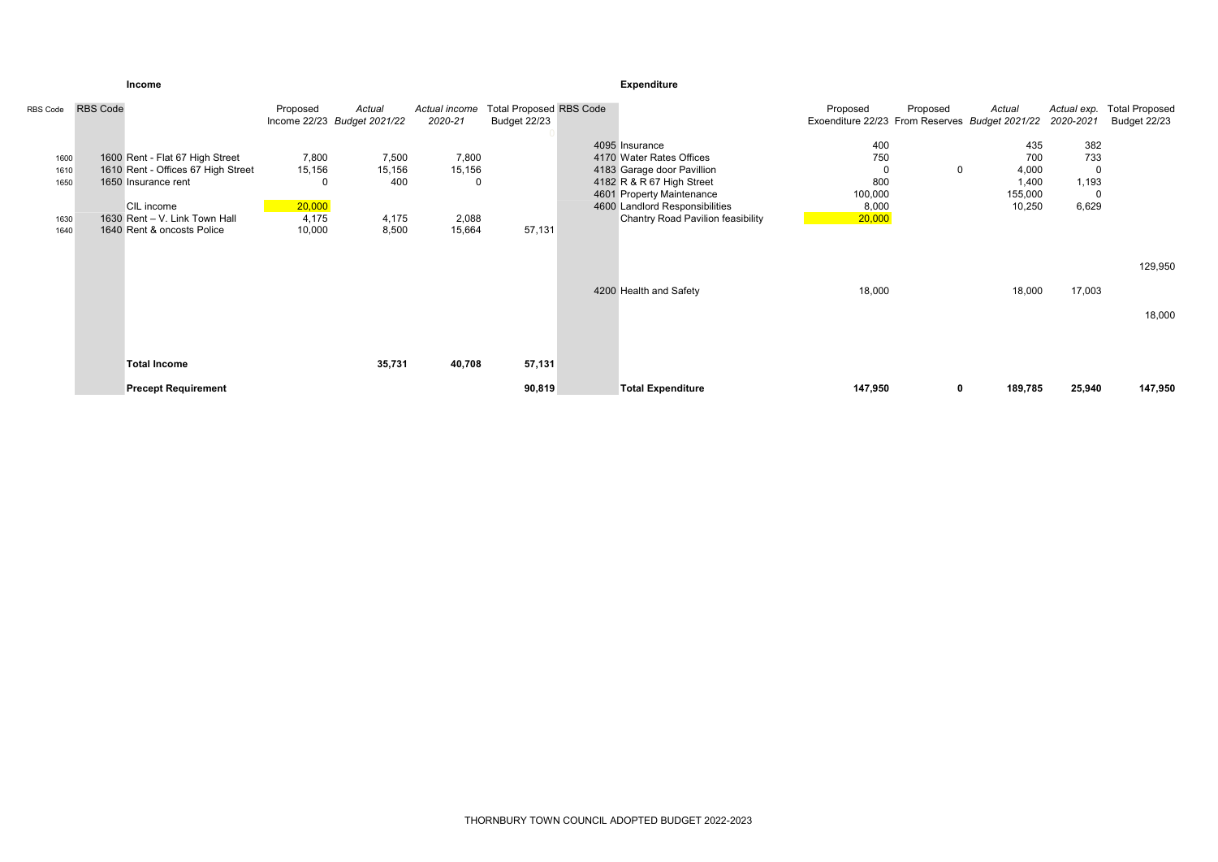## Income

| RBS Code | RBS Code | | Proposed Income 22/23 | *Actual Budget 2021/22* | *Actual income 2020-21* | Total Proposed Budget 22/23 |
|---|---|---|---|---|---|---|
| 1600 | 1600 | Rent - Flat 67 High Street | 7,800 | 7,500 | 7,800 | |
| 1610 | 1610 | Rent - Offices 67 High Street | 15,156 | 15,156 | 15,156 | |
| 1650 | 1650 | Insurance rent | 0 | 400 | 0 | |
| | | CIL income | 20,000 | | | |
| 1630 | 1630 | Rent – V. Link Town Hall | 4,175 | 4,175 | 2,088 | |
| 1640 | 1640 | Rent & oncosts Police | 10,000 | 8,500 | 15,664 | 57,131 |
| | | **Total Income** | | **35,731** | **40,708** | **57,131** |
| | | **Precept Requirement** | | | | **90,819** |

## Expenditure

| RBS Code | | Proposed Exoenditure 22/23 | Proposed From Reserves | *Actual Budget 2021/22* | *Actual exp. 2020-2021* | Total Proposed Budget 22/23 |
|---|---|---|---|---|---|---|
| 4095 | Insurance | 400 | | 435 | 382 | |
| 4170 | Water Rates Offices | 750 | | 700 | 733 | |
| 4183 | Garage door Pavillion | 0 | 0 | 4,000 | 0 | |
| 4182 | R & R 67 High Street | 800 | | 1,400 | 1,193 | |
| 4601 | Property Maintenance | 100,000 | | 155,000 | 0 | |
| 4600 | Landlord Responsibilities | 8,000 | | 10,250 | 6,629 | |
| | Chantry Road Pavilion feasibility | 20,000 | | | | |
| | | | | | | 129,950 |
| 4200 | Health and Safety | 18,000 | | 18,000 | 17,003 | |
| | | | | | | 18,000 |
| | **Total Expenditure** | **147,950** | **0** | **189,785** | **25,940** | **147,950** |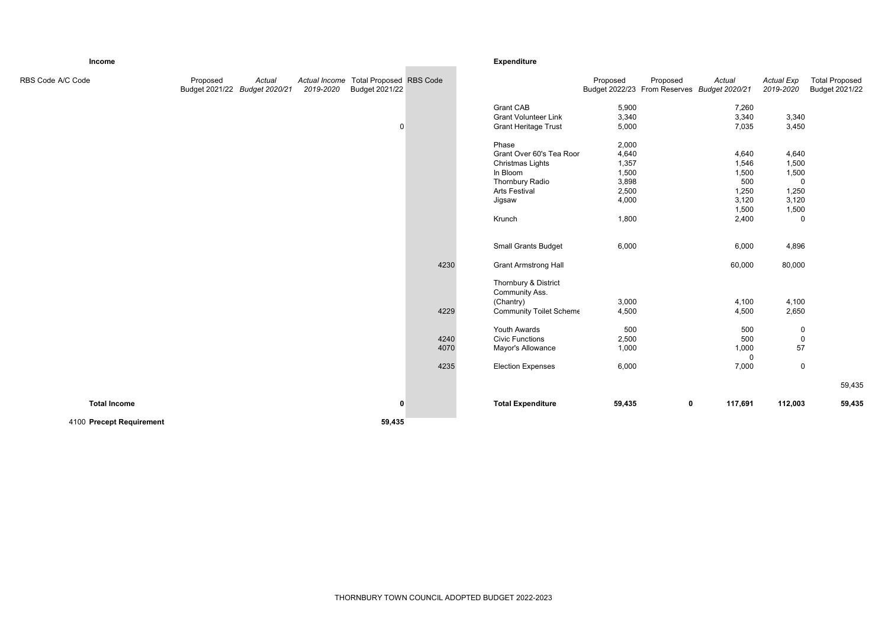**Income** | **Expenditure**

| RBS Code | A/C Code | Proposed Budget 2021/22 | *Actual Budget 2020/21* | *Actual Income 2019-2020* | Total Proposed Budget 2021/22 | RBS Code | | Proposed Budget 2022/23 | Proposed From Reserves | *Actual Budget 2020/21* | *Actual Exp 2019-2020* | Total Proposed Budget 2021/22 |
|---|---|---|---|---|---|---|---|---|---|---|---|---|
| | | | | | | | Grant CAB | 5,900 | | 7,260 | | |
| | | | | | | | Grant Volunteer Link | 3,340 | | 3,340 | 3,340 | |
| | | | | | 0 | | Grant Heritage Trust | 5,000 | | 7,035 | 3,450 | |
| | | | | | | | Phase | 2,000 | | | | |
| | | | | | | | Grant Over 60's Tea Roor | 4,640 | | 4,640 | 4,640 | |
| | | | | | | | Christmas Lights | 1,357 | | 1,546 | 1,500 | |
| | | | | | | | In Bloom | 1,500 | | 1,500 | 1,500 | |
| | | | | | | | Thornbury Radio | 3,898 | | 500 | 0 | |
| | | | | | | | Arts Festival | 2,500 | | 1,250 | 1,250 | |
| | | | | | | | Jigsaw | 4,000 | | 3,120 | 3,120 | |
| | | | | | | | | | | 1,500 | 1,500 | |
| | | | | | | | Krunch | 1,800 | | 2,400 | 0 | |
| | | | | | | | Small Grants Budget | 6,000 | | 6,000 | 4,896 | |
| | | | | | | 4230 | Grant Armstrong Hall | | | 60,000 | 80,000 | |
| | | | | | | | Thornbury & District Community Ass. (Chantry) | 3,000 | | 4,100 | 4,100 | |
| | | | | | | 4229 | Community Toilet Scheme | 4,500 | | 4,500 | 2,650 | |
| | | | | | | | Youth Awards | 500 | | 500 | 0 | |
| | | | | | | 4240 | Civic Functions | 2,500 | | 500 | 0 | |
| | | | | | | 4070 | Mayor's Allowance | 1,000 | | 1,000 | 57 | |
| | | | | | | | | | | 0 | | |
| | | | | | | 4235 | Election Expenses | 6,000 | | 7,000 | 0 | |
| | | | | | | | | | | | | 59,435 |
| | **Total Income** | | | | **0** | | **Total Expenditure** | **59,435** | **0** | **117,691** | **112,003** | **59,435** |
| | 4100 **Precept Requirement** | | | | **59,435** | | | | | | | |

THORNBURY TOWN COUNCIL ADOPTED BUDGET 2022-2023